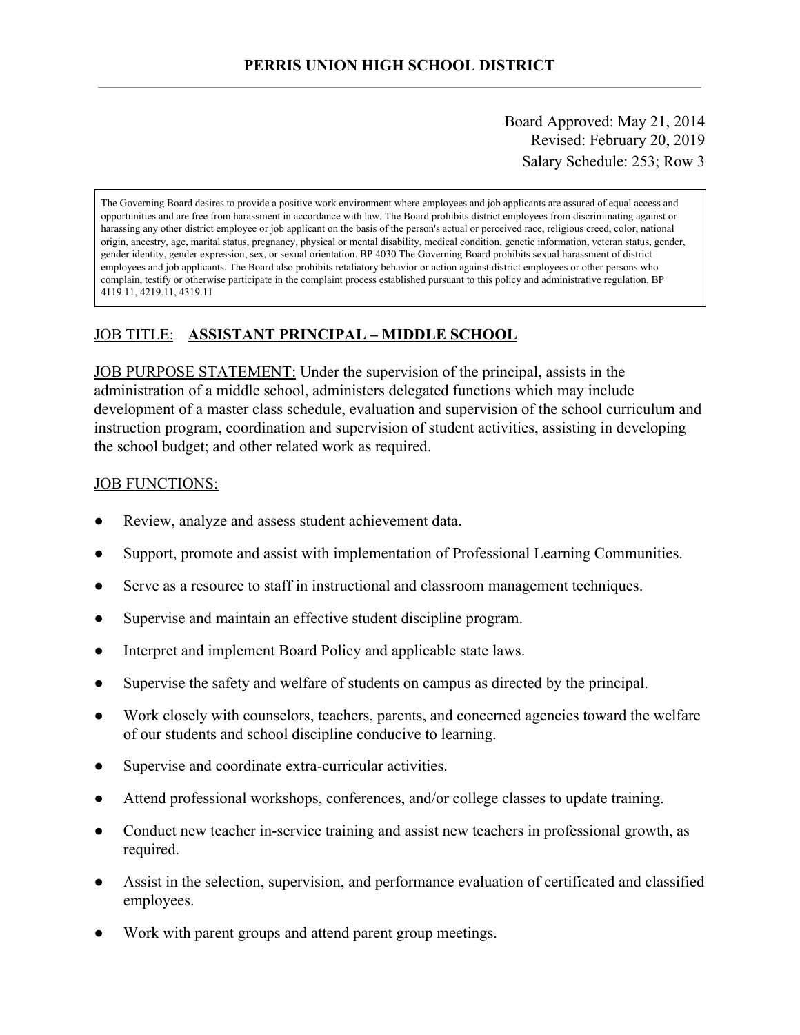# PERRIS UNION HIGH SCHOOL DISTRICT

Board Approved: May 21, 2014
Revised: February 20, 2019
Salary Schedule: 253; Row 3

> The Governing Board desires to provide a positive work environment where employees and job applicants are assured of equal access and opportunities and are free from harassment in accordance with law. The Board prohibits district employees from discriminating against or harassing any other district employee or job applicant on the basis of the person's actual or perceived race, religious creed, color, national origin, ancestry, age, marital status, pregnancy, physical or mental disability, medical condition, genetic information, veteran status, gender, gender identity, gender expression, sex, or sexual orientation. BP 4030 The Governing Board prohibits sexual harassment of district employees and job applicants. The Board also prohibits retaliatory behavior or action against district employees or other persons who complain, testify or otherwise participate in the complaint process established pursuant to this policy and administrative regulation. BP 4119.11, 4219.11, 4319.11

## JOB TITLE: **ASSISTANT PRINCIPAL – MIDDLE SCHOOL**

JOB PURPOSE STATEMENT: Under the supervision of the principal, assists in the administration of a middle school, administers delegated functions which may include development of a master class schedule, evaluation and supervision of the school curriculum and instruction program, coordination and supervision of student activities, assisting in developing the school budget; and other related work as required.

JOB FUNCTIONS:

- Review, analyze and assess student achievement data.
- Support, promote and assist with implementation of Professional Learning Communities.
- Serve as a resource to staff in instructional and classroom management techniques.
- Supervise and maintain an effective student discipline program.
- Interpret and implement Board Policy and applicable state laws.
- Supervise the safety and welfare of students on campus as directed by the principal.
- Work closely with counselors, teachers, parents, and concerned agencies toward the welfare of our students and school discipline conducive to learning.
- Supervise and coordinate extra-curricular activities.
- Attend professional workshops, conferences, and/or college classes to update training.
- Conduct new teacher in-service training and assist new teachers in professional growth, as required.
- Assist in the selection, supervision, and performance evaluation of certificated and classified employees.
- Work with parent groups and attend parent group meetings.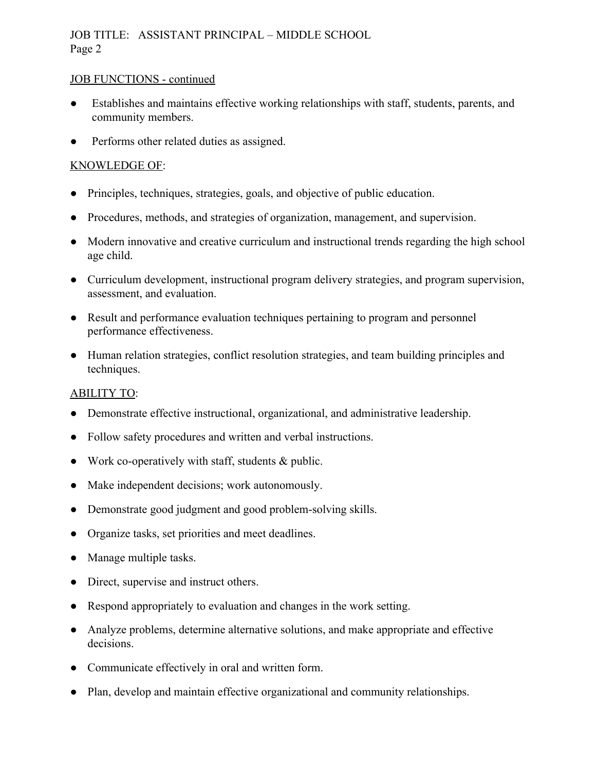## JOB FUNCTIONS - continued

- Establishes and maintains effective working relationships with staff, students, parents, and community members.
- Performs other related duties as assigned.

## KNOWLEDGE OF:

- Principles, techniques, strategies, goals, and objective of public education.
- Procedures, methods, and strategies of organization, management, and supervision.
- Modern innovative and creative curriculum and instructional trends regarding the high school age child.
- Curriculum development, instructional program delivery strategies, and program supervision, assessment, and evaluation.
- Result and performance evaluation techniques pertaining to program and personnel performance effectiveness.
- Human relation strategies, conflict resolution strategies, and team building principles and techniques.

## ABILITY TO:

- Demonstrate effective instructional, organizational, and administrative leadership.
- Follow safety procedures and written and verbal instructions.
- Work co-operatively with staff, students & public.
- Make independent decisions; work autonomously.
- Demonstrate good judgment and good problem-solving skills.
- Organize tasks, set priorities and meet deadlines.
- Manage multiple tasks.
- Direct, supervise and instruct others.
- Respond appropriately to evaluation and changes in the work setting.
- Analyze problems, determine alternative solutions, and make appropriate and effective decisions.
- Communicate effectively in oral and written form.
- Plan, develop and maintain effective organizational and community relationships.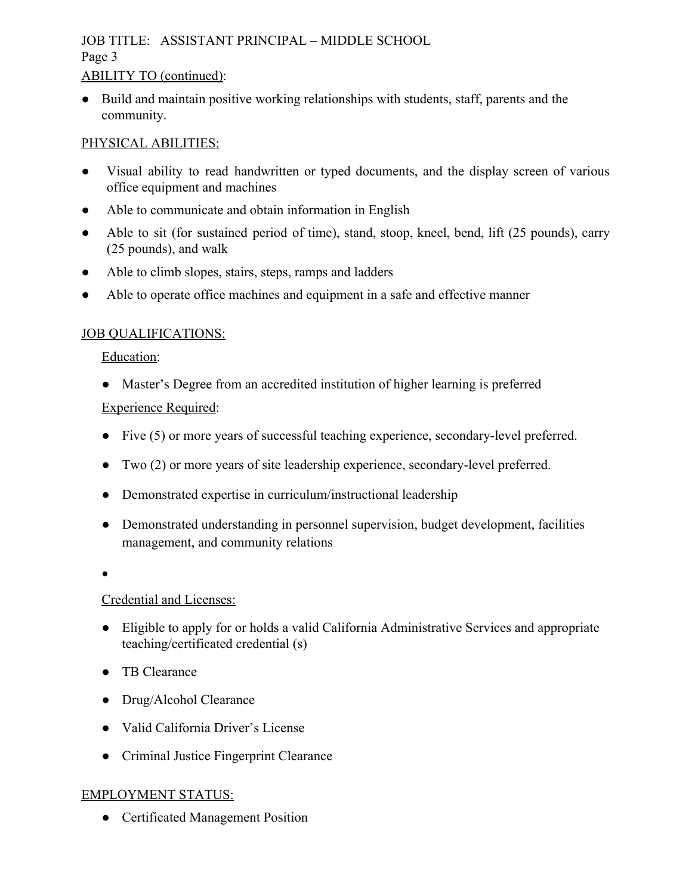ABILITY TO (continued):

- Build and maintain positive working relationships with students, staff, parents and the community.

PHYSICAL ABILITIES:

- Visual ability to read handwritten or typed documents, and the display screen of various office equipment and machines
- Able to communicate and obtain information in English
- Able to sit (for sustained period of time), stand, stoop, kneel, bend, lift (25 pounds), carry (25 pounds), and walk
- Able to climb slopes, stairs, steps, ramps and ladders
- Able to operate office machines and equipment in a safe and effective manner

JOB QUALIFICATIONS:

Education:

- Master's Degree from an accredited institution of higher learning is preferred

Experience Required:

- Five (5) or more years of successful teaching experience, secondary-level preferred.
- Two (2) or more years of site leadership experience, secondary-level preferred.
- Demonstrated expertise in curriculum/instructional leadership
- Demonstrated understanding in personnel supervision, budget development, facilities management, and community relations
- 

Credential and Licenses:

- Eligible to apply for or holds a valid California Administrative Services and appropriate teaching/certificated credential (s)
- TB Clearance
- Drug/Alcohol Clearance
- Valid California Driver's License
- Criminal Justice Fingerprint Clearance

EMPLOYMENT STATUS:

- Certificated Management Position